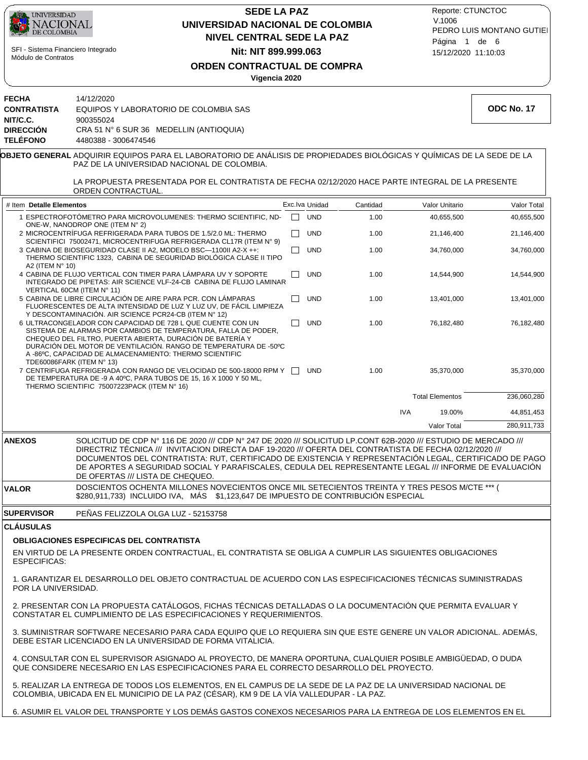# SEDE LA PAZ
## UNIVERSIDAD NACIONAL DE COLOMBIA
### NIVEL CENTRAL SEDE LA PAZ
### Nit: NIT 899.999.063
### ORDEN CONTRACTUAL DE COMPRA
**Vigencia 2020**

SFI - Sistema Financiero Integrado
Módulo de Contratos

Reporte: CTUNCTOC
V.1006
PEDRO LUIS MONTANO GUTIEI
15/12/2020 11:10:03

**ODC No. 17**

**FECHA** 14/12/2020
**CONTRATISTA** EQUIPOS Y LABORATORIO DE COLOMBIA SAS
**NIT/C.C.** 900355024
**DIRECCIÓN** CRA 51 N° 6 SUR 36 MEDELLIN (ANTIOQUIA)
**TELÉFONO** 4480388 - 3006474546

**OBJETO GENERAL** ADQUIRIR EQUIPOS PARA EL LABORATORIO DE ANÁLISIS DE PROPIEDADES BIOLÓGICAS Y QUÍMICAS DE LA SEDE DE LA PAZ DE LA UNIVERSIDAD NACIONAL DE COLOMBIA.

LA PROPUESTA PRESENTADA POR EL CONTRATISTA DE FECHA 02/12/2020 HACE PARTE INTEGRAL DE LA PRESENTE ORDEN CONTRACTUAL.

| # Item | Detalle Elementos | Exc.Iva | Unidad | Cantidad | Valor Unitario | Valor Total |
|---|---|---|---|---|---|---|
| 1 | ESPECTROFOTÓMETRO PARA MICROVOLUMENES: THERMO SCIENTIFIC, ND-ONE-W, NANODROP ONE (ITEM N° 2) | ☐ | UND | 1.00 | 40,655,500 | 40,655,500 |
| 2 | MICROCENTRÍFUGA REFRIGERADA PARA TUBOS DE 1.5/2.0 ML: THERMO SCIENTIFICI 75002471, MICROCENTRIFUGA REFRIGERADA CL17R (ITEM N° 9) | ☐ | UND | 1.00 | 21,146,400 | 21,146,400 |
| 3 | CABINA DE BIOSEGURIDAD CLASE II A2, MODELO BSC—1100II A2-X ++: THERMO SCIENTIFIC 1323, CABINA DE SEGURIDAD BIOLÓGICA CLASE II TIPO A2 (ITEM N° 10) | ☐ | UND | 1.00 | 34,760,000 | 34,760,000 |
| 4 | CABINA DE FLUJO VERTICAL CON TIMER PARA LÁMPARA UV Y SOPORTE INTEGRADO DE PIPETAS: AIR SCIENCE VLF-24-CB CABINA DE FLUJO LAMINAR VERTICAL 60CM (ITEM N° 11) | ☐ | UND | 1.00 | 14,544,900 | 14,544,900 |
| 5 | CABINA DE LIBRE CIRCULACIÓN DE AIRE PARA PCR. CON LÁMPARAS FLUORESCENTES DE ALTA INTENSIDAD DE LUZ Y LUZ UV, DE FÁCIL LIMPIEZA Y DESCONTAMINACIÓN. AIR SCIENCE PCR24-CB (ITEM N° 12) | ☐ | UND | 1.00 | 13,401,000 | 13,401,000 |
| 6 | ULTRACONGELADOR CON CAPACIDAD DE 728 L QUE CUENTE CON UN SISTEMA DE ALARMAS POR CAMBIOS DE TEMPERATURA, FALLA DE PODER, CHEQUEO DEL FILTRO, PUERTA ABIERTA, DURACIÓN DE BATERÍA Y DURACIÓN DEL MOTOR DE VENTILACIÓN. RANGO DE TEMPERATURA DE -50ºC A -86ºC, CAPACIDAD DE ALMACENAMIENTO: THERMO SCIENTIFIC TDE60086FARK (ITEM N° 13) | ☐ | UND | 1.00 | 76,182,480 | 76,182,480 |
| 7 | CENTRIFUGA REFRIGERADA CON RANGO DE VELOCIDAD DE 500-18000 RPM Y DE TEMPERATURA DE -9 A 40ºC, PARA TUBOS DE 15, 16 X 1000 Y 50 ML, THERMO SCIENTIFIC 75007223PACK (ITEM N° 16) | ☐ | UND | 1.00 | 35,370,000 | 35,370,000 |
| | | | | | Total Elementos | 236,060,280 |
| | | | | IVA | 19.00% | 44,851,453 |
| | | | | | Valor Total | 280,911,733 |

**ANEXOS** SOLICITUD DE CDP N° 116 DE 2020 /// CDP N° 247 DE 2020 /// SOLICITUD LP.CONT 62B-2020 /// ESTUDIO DE MERCADO /// DIRECTRIZ TÉCNICA /// INVITACION DIRECTA DAF 19-2020 /// OFERTA DEL CONTRATISTA DE FECHA 02/12/2020 /// DOCUMENTOS DEL CONTRATISTA: RUT, CERTIFICADO DE EXISTENCIA Y REPRESENTACIÓN LEGAL, CERTIFICADO DE PAGO DE APORTES A SEGURIDAD SOCIAL Y PARAFISCALES, CEDULA DEL REPRESENTANTE LEGAL /// INFORME DE EVALUACIÓN DE OFERTAS /// LISTA DE CHEQUEO.

**VALOR** DOSCIENTOS OCHENTA MILLONES NOVECIENTOS ONCE MIL SETECIENTOS TREINTA Y TRES PESOS M/CTE *** ( $280,911,733) INCLUIDO IVA, MÁS $1,123,647 DE IMPUESTO DE CONTRIBUCIÓN ESPECIAL

**SUPERVISOR** PEÑAS FELIZZOLA OLGA LUZ - 52153758

**CLÁUSULAS**

**OBLIGACIONES ESPECIFICAS DEL CONTRATISTA**

EN VIRTUD DE LA PRESENTE ORDEN CONTRACTUAL, EL CONTRATISTA SE OBLIGA A CUMPLIR LAS SIGUIENTES OBLIGACIONES ESPECIFICAS:

1. GARANTIZAR EL DESARROLLO DEL OBJETO CONTRACTUAL DE ACUERDO CON LAS ESPECIFICACIONES TÉCNICAS SUMINISTRADAS POR LA UNIVERSIDAD.

2. PRESENTAR CON LA PROPUESTA CATÁLOGOS, FICHAS TÉCNICAS DETALLADAS O LA DOCUMENTACIÓN QUE PERMITA EVALUAR Y CONSTATAR EL CUMPLIMIENTO DE LAS ESPECIFICACIONES Y REQUERIMIENTOS.

3. SUMINISTRAR SOFTWARE NECESARIO PARA CADA EQUIPO QUE LO REQUIERA SIN QUE ESTE GENERE UN VALOR ADICIONAL. ADEMÁS, DEBE ESTAR LICENCIADO EN LA UNIVERSIDAD DE FORMA VITALICIA.

4. CONSULTAR CON EL SUPERVISOR ASIGNADO AL PROYECTO, DE MANERA OPORTUNA, CUALQUIER POSIBLE AMBIGÜEDAD, O DUDA QUE CONSIDERE NECESARIO EN LAS ESPECIFICACIONES PARA EL CORRECTO DESARROLLO DEL PROYECTO.

5. REALIZAR LA ENTREGA DE TODOS LOS ELEMENTOS, EN EL CAMPUS DE LA SEDE DE LA PAZ DE LA UNIVERSIDAD NACIONAL DE COLOMBIA, UBICADA EN EL MUNICIPIO DE LA PAZ (CÉSAR), KM 9 DE LA VÍA VALLEDUPAR - LA PAZ.

6. ASUMIR EL VALOR DEL TRANSPORTE Y LOS DEMÁS GASTOS CONEXOS NECESARIOS PARA LA ENTREGA DE LOS ELEMENTOS EN EL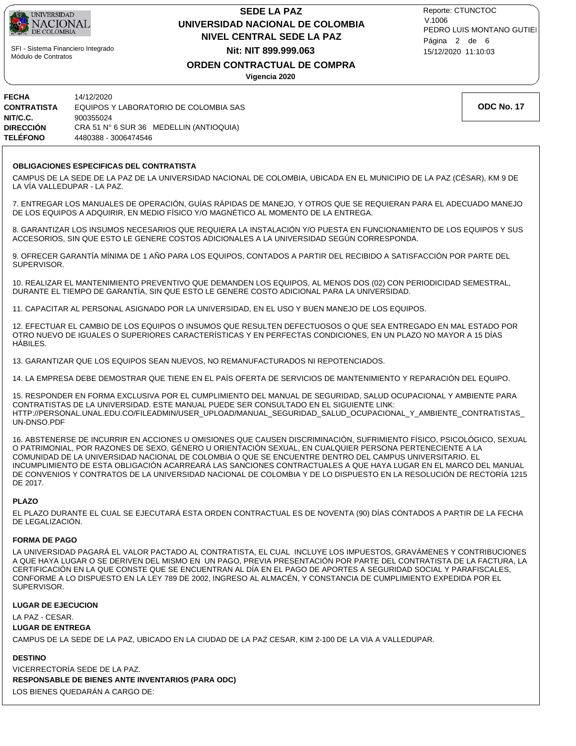**FECHA** 14/12/2020
**CONTRATISTA** EQUIPOS Y LABORATORIO DE COLOMBIA SAS
**NIT/C.C.** 900355024
**DIRECCIÓN** CRA 51 N° 6 SUR 36 MEDELLIN (ANTIOQUIA)
**TELÉFONO** 4480388 - 3006474546

**ODC No. 17**

**OBLIGACIONES ESPECIFICAS DEL CONTRATISTA**

CAMPUS DE LA SEDE DE LA PAZ DE LA UNIVERSIDAD NACIONAL DE COLOMBIA, UBICADA EN EL MUNICIPIO DE LA PAZ (CÉSAR), KM 9 DE LA VÍA VALLEDUPAR - LA PAZ.

7. ENTREGAR LOS MANUALES DE OPERACIÓN, GUÍAS RÁPIDAS DE MANEJO, Y OTROS QUE SE REQUIERAN PARA EL ADECUADO MANEJO DE LOS EQUIPOS A ADQUIRIR, EN MEDIO FÍSICO Y/O MAGNÉTICO AL MOMENTO DE LA ENTREGA.

8. GARANTIZAR LOS INSUMOS NECESARIOS QUE REQUIERA LA INSTALACIÓN Y/O PUESTA EN FUNCIONAMIENTO DE LOS EQUIPOS Y SUS ACCESORIOS, SIN QUE ESTO LE GENERE COSTOS ADICIONALES A LA UNIVERSIDAD SEGÚN CORRESPONDA.

9. OFRECER GARANTÍA MÍNIMA DE 1 AÑO PARA LOS EQUIPOS, CONTADOS A PARTIR DEL RECIBIDO A SATISFACCIÓN POR PARTE DEL SUPERVISOR.

10. REALIZAR EL MANTENIMIENTO PREVENTIVO QUE DEMANDEN LOS EQUIPOS, AL MENOS DOS (02) CON PERIODICIDAD SEMESTRAL, DURANTE EL TIEMPO DE GARANTÍA, SIN QUE ESTO LE GENERE COSTO ADICIONAL PARA LA UNIVERSIDAD.

11. CAPACITAR AL PERSONAL ASIGNADO POR LA UNIVERSIDAD, EN EL USO Y BUEN MANEJO DE LOS EQUIPOS.

12. EFECTUAR EL CAMBIO DE LOS EQUIPOS O INSUMOS QUE RESULTEN DEFECTUOSOS O QUE SEA ENTREGADO EN MAL ESTADO POR OTRO NUEVO DE IGUALES O SUPERIORES CARACTERÍSTICAS Y EN PERFECTAS CONDICIONES, EN UN PLAZO NO MAYOR A 15 DÍAS HÁBILES.

13. GARANTIZAR QUE LOS EQUIPOS SEAN NUEVOS, NO REMANUFACTURADOS NI REPOTENCIADOS.

14. LA EMPRESA DEBE DEMOSTRAR QUE TIENE EN EL PAÍS OFERTA DE SERVICIOS DE MANTENIMIENTO Y REPARACIÓN DEL EQUIPO.

15. RESPONDER EN FORMA EXCLUSIVA POR EL CUMPLIMIENTO DEL MANUAL DE SEGURIDAD, SALUD OCUPACIONAL Y AMBIENTE PARA CONTRATISTAS DE LA UNIVERSIDAD. ESTE MANUAL PUEDE SER CONSULTADO EN EL SIGUIENTE LINK: HTTP://PERSONAL.UNAL.EDU.CO/FILEADMIN/USER_UPLOAD/MANUAL_SEGURIDAD_SALUD_OCUPACIONAL_Y_AMBIENTE_CONTRATISTAS_UN-DNSO.PDF

16. ABSTENERSE DE INCURRIR EN ACCIONES U OMISIONES QUE CAUSEN DISCRIMINACIÓN, SUFRIMIENTO FÍSICO, PSICOLÓGICO, SEXUAL O PATRIMONIAL, POR RAZONES DE SEXO, GÉNERO U ORIENTACIÓN SEXUAL, EN CUALQUIER PERSONA PERTENECIENTE A LA COMUNIDAD DE LA UNIVERSIDAD NACIONAL DE COLOMBIA O QUE SE ENCUENTRE DENTRO DEL CAMPUS UNIVERSITARIO. EL INCUMPLIMIENTO DE ESTA OBLIGACIÓN ACARREARÁ LAS SANCIONES CONTRACTUALES A QUE HAYA LUGAR EN EL MARCO DEL MANUAL DE CONVENIOS Y CONTRATOS DE LA UNIVERSIDAD NACIONAL DE COLOMBIA Y DE LO DISPUESTO EN LA RESOLUCIÓN DE RECTORÍA 1215 DE 2017.

**PLAZO**

EL PLAZO DURANTE EL CUAL SE EJECUTARÁ ESTA ORDEN CONTRACTUAL ES DE NOVENTA (90) DÍAS CONTADOS A PARTIR DE LA FECHA DE LEGALIZACIÓN.

**FORMA DE PAGO**

LA UNIVERSIDAD PAGARÁ EL VALOR PACTADO AL CONTRATISTA, EL CUAL INCLUYE LOS IMPUESTOS, GRAVÁMENES Y CONTRIBUCIONES A QUE HAYA LUGAR O SE DERIVEN DEL MISMO EN UN PAGO, PREVIA PRESENTACIÓN POR PARTE DEL CONTRATISTA DE LA FACTURA, LA CERTIFICACIÓN EN LA QUE CONSTE QUE SE ENCUENTRAN AL DÍA EN EL PAGO DE APORTES A SEGURIDAD SOCIAL Y PARAFISCALES, CONFORME A LO DISPUESTO EN LA LEY 789 DE 2002, INGRESO AL ALMACÉN, Y CONSTANCIA DE CUMPLIMIENTO EXPEDIDA POR EL SUPERVISOR.

**LUGAR DE EJECUCION**

LA PAZ - CESAR.

**LUGAR DE ENTREGA**

CAMPUS DE LA SEDE DE LA PAZ, UBICADO EN LA CIUDAD DE LA PAZ CESAR, KIM 2-100 DE LA VIA A VALLEDUPAR.

**DESTINO**

VICERRECTORÍA SEDE DE LA PAZ.

**RESPONSABLE DE BIENES ANTE INVENTARIOS (PARA ODC)**

LOS BIENES QUEDARÁN A CARGO DE: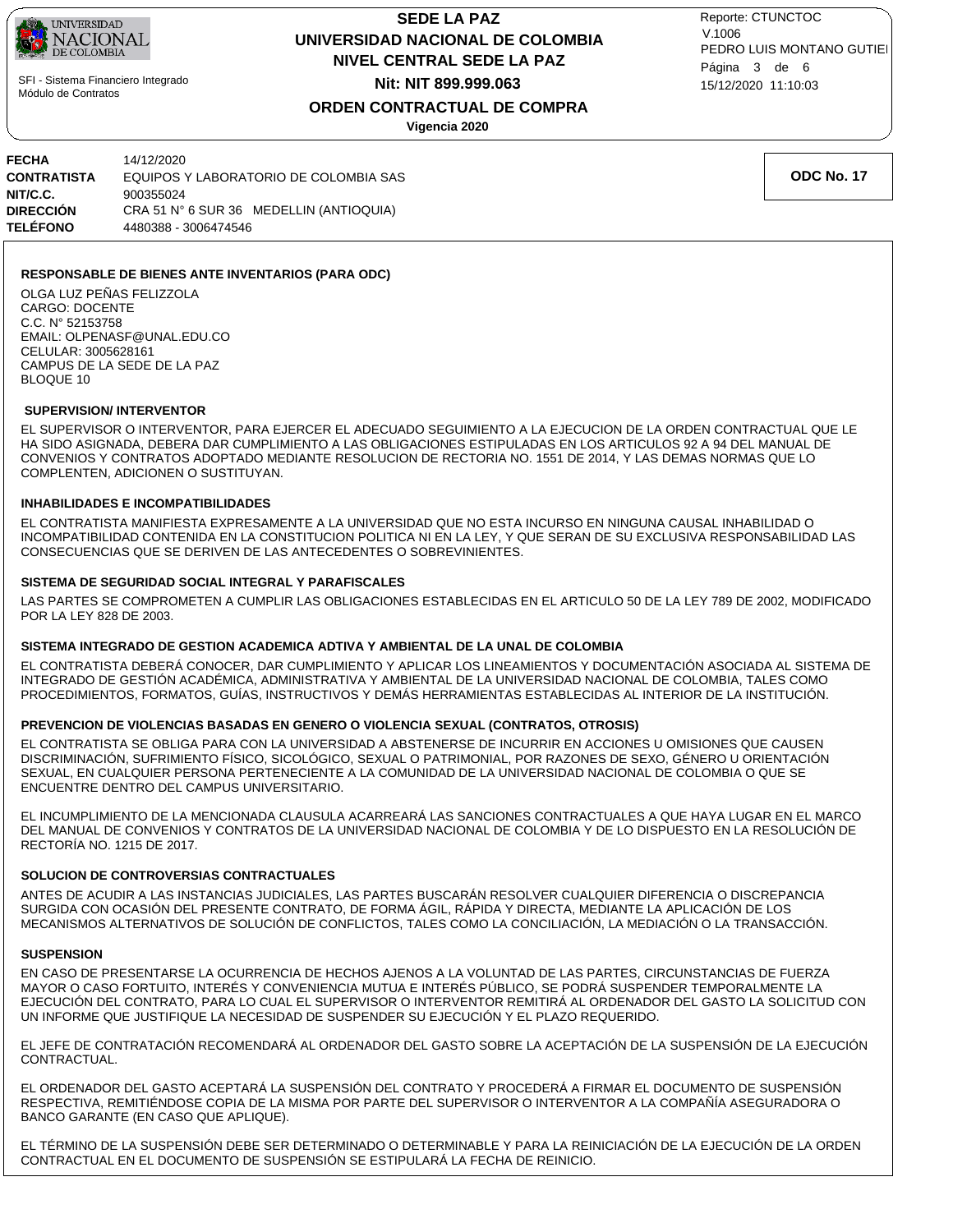**FECHA** 14/12/2020
**CONTRATISTA** EQUIPOS Y LABORATORIO DE COLOMBIA SAS
**NIT/C.C.** 900355024
**DIRECCIÓN** CRA 51 N° 6 SUR 36 MEDELLIN (ANTIOQUIA)
**TELÉFONO** 4480388 - 3006474546

**ODC No. 17**

**RESPONSABLE DE BIENES ANTE INVENTARIOS (PARA ODC)**

OLGA LUZ PEÑAS FELIZZOLA
CARGO: DOCENTE
C.C. N° 52153758
EMAIL: OLPENASF@UNAL.EDU.CO
CELULAR: 3005628161
CAMPUS DE LA SEDE DE LA PAZ
BLOQUE 10

**SUPERVISION/ INTERVENTOR**

EL SUPERVISOR O INTERVENTOR, PARA EJERCER EL ADECUADO SEGUIMIENTO A LA EJECUCION DE LA ORDEN CONTRACTUAL QUE LE HA SIDO ASIGNADA, DEBERA DAR CUMPLIMIENTO A LAS OBLIGACIONES ESTIPULADAS EN LOS ARTICULOS 92 A 94 DEL MANUAL DE CONVENIOS Y CONTRATOS ADOPTADO MEDIANTE RESOLUCION DE RECTORIA NO. 1551 DE 2014, Y LAS DEMAS NORMAS QUE LO COMPLENTEN, ADICIONEN O SUSTITUYAN.

**INHABILIDADES E INCOMPATIBILIDADES**

EL CONTRATISTA MANIFIESTA EXPRESAMENTE A LA UNIVERSIDAD QUE NO ESTA INCURSO EN NINGUNA CAUSAL INHABILIDAD O INCOMPATIBILIDAD CONTENIDA EN LA CONSTITUCION POLITICA NI EN LA LEY, Y QUE SERAN DE SU EXCLUSIVA RESPONSABILIDAD LAS CONSECUENCIAS QUE SE DERIVEN DE LAS ANTECEDENTES O SOBREVINIENTES.

**SISTEMA DE SEGURIDAD SOCIAL INTEGRAL Y PARAFISCALES**

LAS PARTES SE COMPROMETEN A CUMPLIR LAS OBLIGACIONES ESTABLECIDAS EN EL ARTICULO 50 DE LA LEY 789 DE 2002, MODIFICADO POR LA LEY 828 DE 2003.

**SISTEMA INTEGRADO DE GESTION ACADEMICA ADTIVA Y AMBIENTAL DE LA UNAL DE COLOMBIA**

EL CONTRATISTA DEBERÁ CONOCER, DAR CUMPLIMIENTO Y APLICAR LOS LINEAMIENTOS Y DOCUMENTACIÓN ASOCIADA AL SISTEMA DE INTEGRADO DE GESTIÓN ACADÉMICA, ADMINISTRATIVA Y AMBIENTAL DE LA UNIVERSIDAD NACIONAL DE COLOMBIA, TALES COMO PROCEDIMIENTOS, FORMATOS, GUÍAS, INSTRUCTIVOS Y DEMÁS HERRAMIENTAS ESTABLECIDAS AL INTERIOR DE LA INSTITUCIÓN.

**PREVENCION DE VIOLENCIAS BASADAS EN GENERO O VIOLENCIA SEXUAL (CONTRATOS, OTROSIS)**

EL CONTRATISTA SE OBLIGA PARA CON LA UNIVERSIDAD A ABSTENERSE DE INCURRIR EN ACCIONES U OMISIONES QUE CAUSEN DISCRIMINACIÓN, SUFRIMIENTO FÍSICO, SICOLÓGICO, SEXUAL O PATRIMONIAL, POR RAZONES DE SEXO, GÉNERO U ORIENTACIÓN SEXUAL, EN CUALQUIER PERSONA PERTENECIENTE A LA COMUNIDAD DE LA UNIVERSIDAD NACIONAL DE COLOMBIA O QUE SE ENCUENTRE DENTRO DEL CAMPUS UNIVERSITARIO.

EL INCUMPLIMIENTO DE LA MENCIONADA CLAUSULA ACARREARÁ LAS SANCIONES CONTRACTUALES A QUE HAYA LUGAR EN EL MARCO DEL MANUAL DE CONVENIOS Y CONTRATOS DE LA UNIVERSIDAD NACIONAL DE COLOMBIA Y DE LO DISPUESTO EN LA RESOLUCIÓN DE RECTORÍA NO. 1215 DE 2017.

**SOLUCION DE CONTROVERSIAS CONTRACTUALES**

ANTES DE ACUDIR A LAS INSTANCIAS JUDICIALES, LAS PARTES BUSCARÁN RESOLVER CUALQUIER DIFERENCIA O DISCREPANCIA SURGIDA CON OCASIÓN DEL PRESENTE CONTRATO, DE FORMA ÁGIL, RÁPIDA Y DIRECTA, MEDIANTE LA APLICACIÓN DE LOS MECANISMOS ALTERNATIVOS DE SOLUCIÓN DE CONFLICTOS, TALES COMO LA CONCILIACIÓN, LA MEDIACIÓN O LA TRANSACCIÓN.

**SUSPENSION**

EN CASO DE PRESENTARSE LA OCURRENCIA DE HECHOS AJENOS A LA VOLUNTAD DE LAS PARTES, CIRCUNSTANCIAS DE FUERZA MAYOR O CASO FORTUITO, INTERÉS Y CONVENIENCIA MUTUA E INTERÉS PÚBLICO, SE PODRÁ SUSPENDER TEMPORALMENTE LA EJECUCIÓN DEL CONTRATO, PARA LO CUAL EL SUPERVISOR O INTERVENTOR REMITIRÁ AL ORDENADOR DEL GASTO LA SOLICITUD CON UN INFORME QUE JUSTIFIQUE LA NECESIDAD DE SUSPENDER SU EJECUCIÓN Y EL PLAZO REQUERIDO.

EL JEFE DE CONTRATACIÓN RECOMENDARÁ AL ORDENADOR DEL GASTO SOBRE LA ACEPTACIÓN DE LA SUSPENSIÓN DE LA EJECUCIÓN CONTRACTUAL.

EL ORDENADOR DEL GASTO ACEPTARÁ LA SUSPENSIÓN DEL CONTRATO Y PROCEDERÁ A FIRMAR EL DOCUMENTO DE SUSPENSIÓN RESPECTIVA, REMITIÉNDOSE COPIA DE LA MISMA POR PARTE DEL SUPERVISOR O INTERVENTOR A LA COMPAÑÍA ASEGURADORA O BANCO GARANTE (EN CASO QUE APLIQUE).

EL TÉRMINO DE LA SUSPENSIÓN DEBE SER DETERMINADO O DETERMINABLE Y PARA LA REINICIACIÓN DE LA EJECUCIÓN DE LA ORDEN CONTRACTUAL EN EL DOCUMENTO DE SUSPENSIÓN SE ESTIPULARÁ LA FECHA DE REINICIO.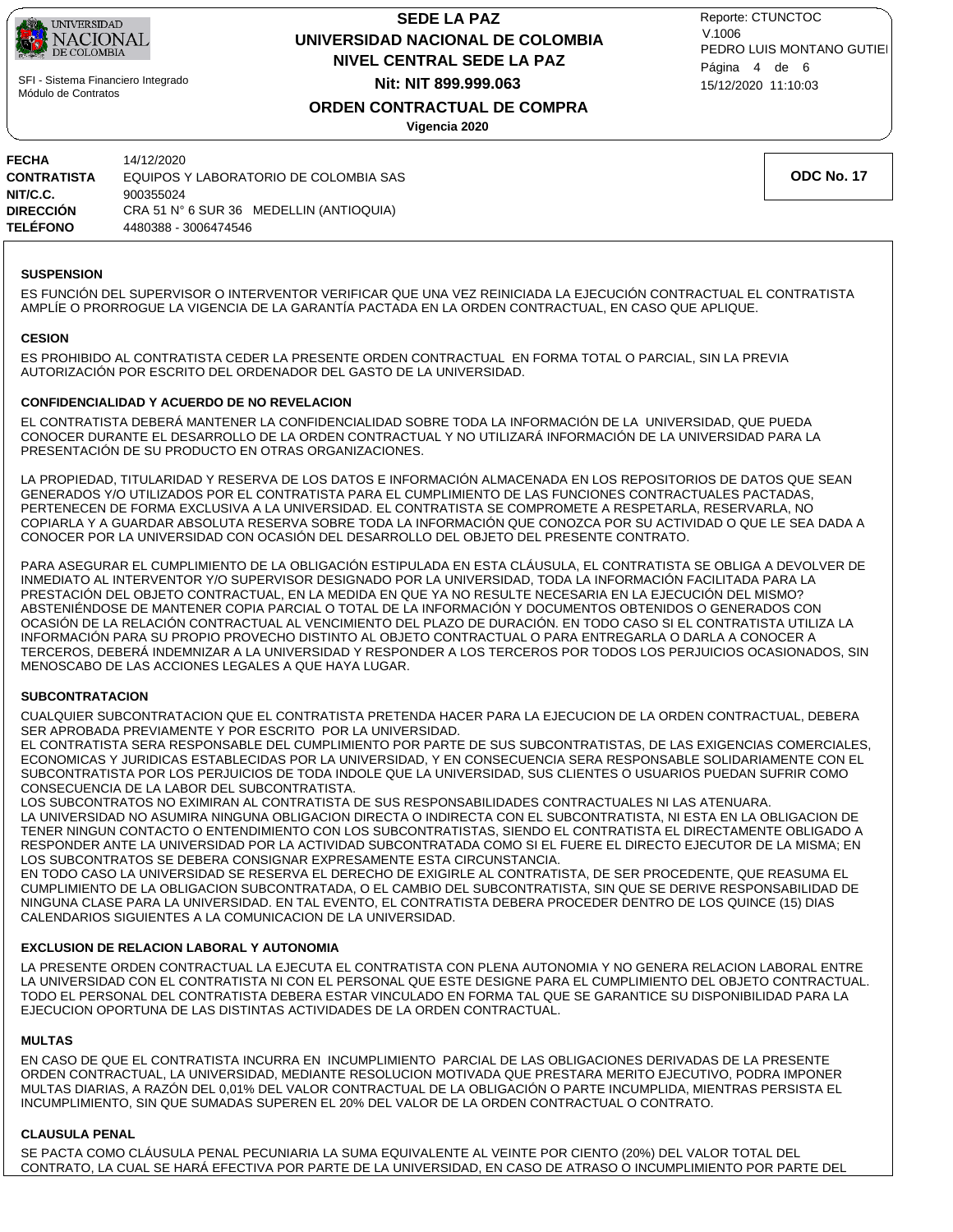| | |
|---|---|
| **FECHA** | 14/12/2020 |
| **CONTRATISTA** | EQUIPOS Y LABORATORIO DE COLOMBIA SAS |
| **NIT/C.C.** | 900355024 |
| **DIRECCIÓN** | CRA 51 N° 6 SUR 36 MEDELLIN (ANTIOQUIA) |
| **TELÉFONO** | 4480388 - 3006474546 |

**ODC No. 17**

### SUSPENSION

ES FUNCIÓN DEL SUPERVISOR O INTERVENTOR VERIFICAR QUE UNA VEZ REINICIADA LA EJECUCIÓN CONTRACTUAL EL CONTRATISTA AMPLÍE O PRORROGUE LA VIGENCIA DE LA GARANTÍA PACTADA EN LA ORDEN CONTRACTUAL, EN CASO QUE APLIQUE.

### CESION

ES PROHIBIDO AL CONTRATISTA CEDER LA PRESENTE ORDEN CONTRACTUAL EN FORMA TOTAL O PARCIAL, SIN LA PREVIA AUTORIZACIÓN POR ESCRITO DEL ORDENADOR DEL GASTO DE LA UNIVERSIDAD.

### CONFIDENCIALIDAD Y ACUERDO DE NO REVELACION

EL CONTRATISTA DEBERÁ MANTENER LA CONFIDENCIALIDAD SOBRE TODA LA INFORMACIÓN DE LA UNIVERSIDAD, QUE PUEDA CONOCER DURANTE EL DESARROLLO DE LA ORDEN CONTRACTUAL Y NO UTILIZARÁ INFORMACIÓN DE LA UNIVERSIDAD PARA LA PRESENTACIÓN DE SU PRODUCTO EN OTRAS ORGANIZACIONES.

LA PROPIEDAD, TITULARIDAD Y RESERVA DE LOS DATOS E INFORMACIÓN ALMACENADA EN LOS REPOSITORIOS DE DATOS QUE SEAN GENERADOS Y/O UTILIZADOS POR EL CONTRATISTA PARA EL CUMPLIMIENTO DE LAS FUNCIONES CONTRACTUALES PACTADAS, PERTENECEN DE FORMA EXCLUSIVA A LA UNIVERSIDAD. EL CONTRATISTA SE COMPROMETE A RESPETARLA, RESERVARLA, NO COPIARLA Y A GUARDAR ABSOLUTA RESERVA SOBRE TODA LA INFORMACIÓN QUE CONOZCA POR SU ACTIVIDAD O QUE LE SEA DADA A CONOCER POR LA UNIVERSIDAD CON OCASIÓN DEL DESARROLLO DEL OBJETO DEL PRESENTE CONTRATO.

PARA ASEGURAR EL CUMPLIMIENTO DE LA OBLIGACIÓN ESTIPULADA EN ESTA CLÁUSULA, EL CONTRATISTA SE OBLIGA A DEVOLVER DE INMEDIATO AL INTERVENTOR Y/O SUPERVISOR DESIGNADO POR LA UNIVERSIDAD, TODA LA INFORMACIÓN FACILITADA PARA LA PRESTACIÓN DEL OBJETO CONTRACTUAL, EN LA MEDIDA EN QUE YA NO RESULTE NECESARIA EN LA EJECUCIÓN DEL MISMO? ABSTENIÉNDOSE DE MANTENER COPIA PARCIAL O TOTAL DE LA INFORMACIÓN Y DOCUMENTOS OBTENIDOS O GENERADOS CON OCASIÓN DE LA RELACIÓN CONTRACTUAL AL VENCIMIENTO DEL PLAZO DE DURACIÓN. EN TODO CASO SI EL CONTRATISTA UTILIZA LA INFORMACIÓN PARA SU PROPIO PROVECHO DISTINTO AL OBJETO CONTRACTUAL O PARA ENTREGARLA O DARLA A CONOCER A TERCEROS, DEBERÁ INDEMNIZAR A LA UNIVERSIDAD Y RESPONDER A LOS TERCEROS POR TODOS LOS PERJUICIOS OCASIONADOS, SIN MENOSCABO DE LAS ACCIONES LEGALES A QUE HAYA LUGAR.

### SUBCONTRATACION

CUALQUIER SUBCONTRATACION QUE EL CONTRATISTA PRETENDA HACER PARA LA EJECUCION DE LA ORDEN CONTRACTUAL, DEBERA SER APROBADA PREVIAMENTE Y POR ESCRITO POR LA UNIVERSIDAD.
EL CONTRATISTA SERA RESPONSABLE DEL CUMPLIMIENTO POR PARTE DE SUS SUBCONTRATISTAS, DE LAS EXIGENCIAS COMERCIALES, ECONOMICAS Y JURIDICAS ESTABLECIDAS POR LA UNIVERSIDAD, Y EN CONSECUENCIA SERA RESPONSABLE SOLIDARIAMENTE CON EL SUBCONTRATISTA POR LOS PERJUICIOS DE TODA INDOLE QUE LA UNIVERSIDAD, SUS CLIENTES O USUARIOS PUEDAN SUFRIR COMO CONSECUENCIA DE LA LABOR DEL SUBCONTRATISTA.
LOS SUBCONTRATOS NO EXIMIRAN AL CONTRATISTA DE SUS RESPONSABILIDADES CONTRACTUALES NI LAS ATENUARA.
LA UNIVERSIDAD NO ASUMIRA NINGUNA OBLIGACION DIRECTA O INDIRECTA CON EL SUBCONTRATISTA, NI ESTA EN LA OBLIGACION DE TENER NINGUN CONTACTO O ENTENDIMIENTO CON LOS SUBCONTRATISTAS, SIENDO EL CONTRATISTA EL DIRECTAMENTE OBLIGADO A RESPONDER ANTE LA UNIVERSIDAD POR LA ACTIVIDAD SUBCONTRATADA COMO SI EL FUERE EL DIRECTO EJECUTOR DE LA MISMA; EN LOS SUBCONTRATOS SE DEBERA CONSIGNAR EXPRESAMENTE ESTA CIRCUNSTANCIA.
EN TODO CASO LA UNIVERSIDAD SE RESERVA EL DERECHO DE EXIGIRLE AL CONTRATISTA, DE SER PROCEDENTE, QUE REASUMA EL CUMPLIMIENTO DE LA OBLIGACION SUBCONTRATADA, O EL CAMBIO DEL SUBCONTRATISTA, SIN QUE SE DERIVE RESPONSABILIDAD DE NINGUNA CLASE PARA LA UNIVERSIDAD. EN TAL EVENTO, EL CONTRATISTA DEBERA PROCEDER DENTRO DE LOS QUINCE (15) DIAS CALENDARIOS SIGUIENTES A LA COMUNICACION DE LA UNIVERSIDAD.

### EXCLUSION DE RELACION LABORAL Y AUTONOMIA

LA PRESENTE ORDEN CONTRACTUAL LA EJECUTA EL CONTRATISTA CON PLENA AUTONOMIA Y NO GENERA RELACION LABORAL ENTRE LA UNIVERSIDAD CON EL CONTRATISTA NI CON EL PERSONAL QUE ESTE DESIGNE PARA EL CUMPLIMIENTO DEL OBJETO CONTRACTUAL. TODO EL PERSONAL DEL CONTRATISTA DEBERA ESTAR VINCULADO EN FORMA TAL QUE SE GARANTICE SU DISPONIBILIDAD PARA LA EJECUCION OPORTUNA DE LAS DISTINTAS ACTIVIDADES DE LA ORDEN CONTRACTUAL.

### MULTAS

EN CASO DE QUE EL CONTRATISTA INCURRA EN INCUMPLIMIENTO PARCIAL DE LAS OBLIGACIONES DERIVADAS DE LA PRESENTE ORDEN CONTRACTUAL, LA UNIVERSIDAD, MEDIANTE RESOLUCION MOTIVADA QUE PRESTARA MERITO EJECUTIVO, PODRA IMPONER MULTAS DIARIAS, A RAZÓN DEL 0,01% DEL VALOR CONTRACTUAL DE LA OBLIGACIÓN O PARTE INCUMPLIDA, MIENTRAS PERSISTA EL INCUMPLIMIENTO, SIN QUE SUMADAS SUPEREN EL 20% DEL VALOR DE LA ORDEN CONTRACTUAL O CONTRATO.

### CLAUSULA PENAL

SE PACTA COMO CLÁUSULA PENAL PECUNIARIA LA SUMA EQUIVALENTE AL VEINTE POR CIENTO (20%) DEL VALOR TOTAL DEL CONTRATO, LA CUAL SE HARÁ EFECTIVA POR PARTE DE LA UNIVERSIDAD, EN CASO DE ATRASO O INCUMPLIMIENTO POR PARTE DEL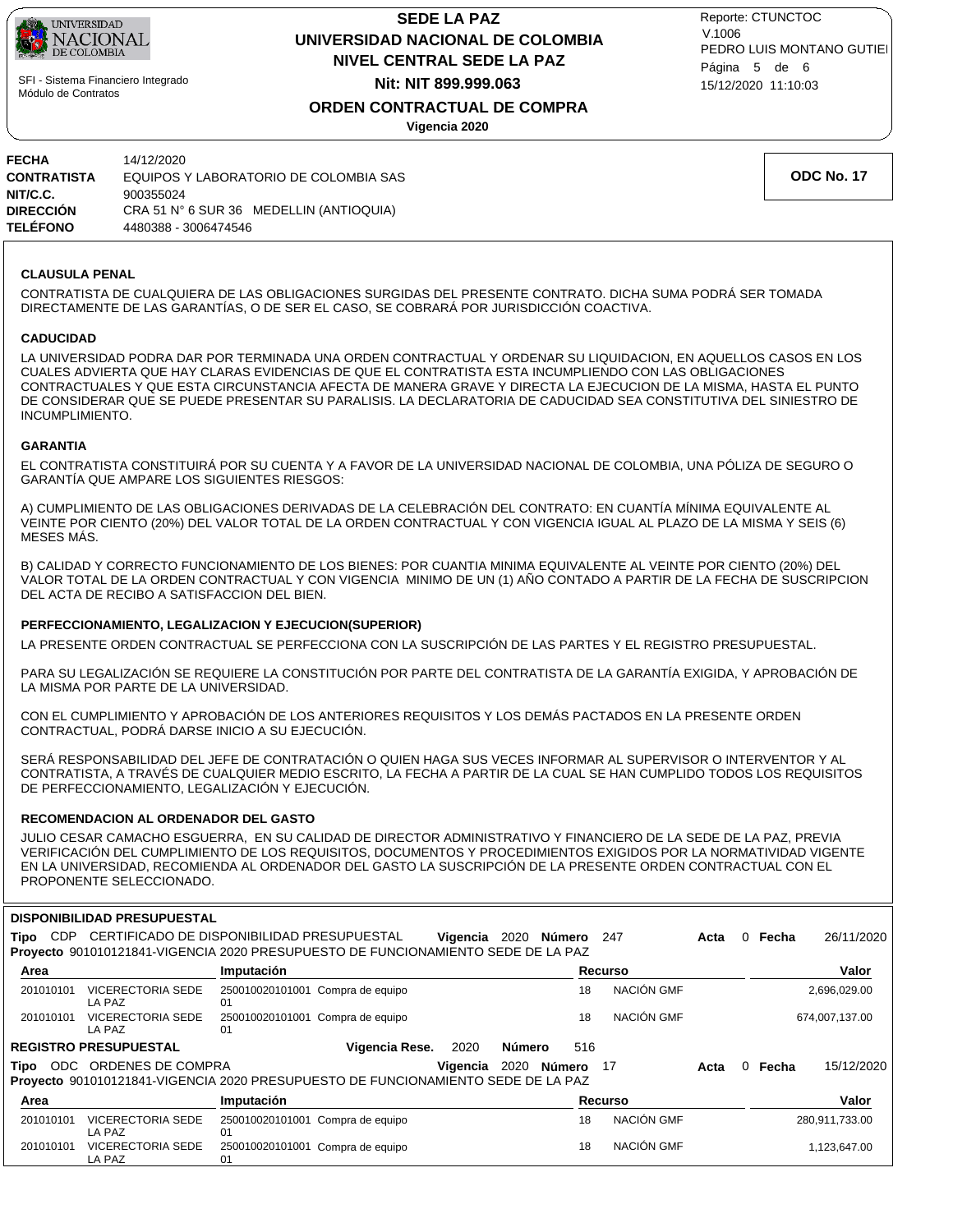**FECHA** 14/12/2020
**CONTRATISTA** EQUIPOS Y LABORATORIO DE COLOMBIA SAS
**NIT/C.C.** 900355024
**DIRECCIÓN** CRA 51 N° 6 SUR 36 MEDELLIN (ANTIOQUIA)
**TELÉFONO** 4480388 - 3006474546

**ODC No. 17**

### CLAUSULA PENAL

CONTRATISTA DE CUALQUIERA DE LAS OBLIGACIONES SURGIDAS DEL PRESENTE CONTRATO. DICHA SUMA PODRÁ SER TOMADA DIRECTAMENTE DE LAS GARANTÍAS, O DE SER EL CASO, SE COBRARÁ POR JURISDICCIÓN COACTIVA.

### CADUCIDAD

LA UNIVERSIDAD PODRA DAR POR TERMINADA UNA ORDEN CONTRACTUAL Y ORDENAR SU LIQUIDACION, EN AQUELLOS CASOS EN LOS CUALES ADVIERTA QUE HAY CLARAS EVIDENCIAS DE QUE EL CONTRATISTA ESTA INCUMPLIENDO CON LAS OBLIGACIONES CONTRACTUALES Y QUE ESTA CIRCUNSTANCIA AFECTA DE MANERA GRAVE Y DIRECTA LA EJECUCION DE LA MISMA, HASTA EL PUNTO DE CONSIDERAR QUE SE PUEDE PRESENTAR SU PARALISIS. LA DECLARATORIA DE CADUCIDAD SEA CONSTITUTIVA DEL SINIESTRO DE INCUMPLIMIENTO.

### GARANTIA

EL CONTRATISTA CONSTITUIRÁ POR SU CUENTA Y A FAVOR DE LA UNIVERSIDAD NACIONAL DE COLOMBIA, UNA PÓLIZA DE SEGURO O GARANTÍA QUE AMPARE LOS SIGUIENTES RIESGOS:

A) CUMPLIMIENTO DE LAS OBLIGACIONES DERIVADAS DE LA CELEBRACIÓN DEL CONTRATO: EN CUANTÍA MÍNIMA EQUIVALENTE AL VEINTE POR CIENTO (20%) DEL VALOR TOTAL DE LA ORDEN CONTRACTUAL Y CON VIGENCIA IGUAL AL PLAZO DE LA MISMA Y SEIS (6) MESES MÁS.

B) CALIDAD Y CORRECTO FUNCIONAMIENTO DE LOS BIENES: POR CUANTIA MINIMA EQUIVALENTE AL VEINTE POR CIENTO (20%) DEL VALOR TOTAL DE LA ORDEN CONTRACTUAL Y CON VIGENCIA MINIMO DE UN (1) AÑO CONTADO A PARTIR DE LA FECHA DE SUSCRIPCION DEL ACTA DE RECIBO A SATISFACCION DEL BIEN.

### PERFECCIONAMIENTO, LEGALIZACION Y EJECUCION(SUPERIOR)

LA PRESENTE ORDEN CONTRACTUAL SE PERFECCIONA CON LA SUSCRIPCIÓN DE LAS PARTES Y EL REGISTRO PRESUPUESTAL.

PARA SU LEGALIZACIÓN SE REQUIERE LA CONSTITUCIÓN POR PARTE DEL CONTRATISTA DE LA GARANTÍA EXIGIDA, Y APROBACIÓN DE LA MISMA POR PARTE DE LA UNIVERSIDAD.

CON EL CUMPLIMIENTO Y APROBACIÓN DE LOS ANTERIORES REQUISITOS Y LOS DEMÁS PACTADOS EN LA PRESENTE ORDEN CONTRACTUAL, PODRÁ DARSE INICIO A SU EJECUCIÓN.

SERÁ RESPONSABILIDAD DEL JEFE DE CONTRATACIÓN O QUIEN HAGA SUS VECES INFORMAR AL SUPERVISOR O INTERVENTOR Y AL CONTRATISTA, A TRAVÉS DE CUALQUIER MEDIO ESCRITO, LA FECHA A PARTIR DE LA CUAL SE HAN CUMPLIDO TODOS LOS REQUISITOS DE PERFECCIONAMIENTO, LEGALIZACIÓN Y EJECUCIÓN.

### RECOMENDACION AL ORDENADOR DEL GASTO

JULIO CESAR CAMACHO ESGUERRA, EN SU CALIDAD DE DIRECTOR ADMINISTRATIVO Y FINANCIERO DE LA SEDE DE LA PAZ, PREVIA VERIFICACIÓN DEL CUMPLIMIENTO DE LOS REQUISITOS, DOCUMENTOS Y PROCEDIMIENTOS EXIGIDOS POR LA NORMATIVIDAD VIGENTE EN LA UNIVERSIDAD, RECOMIENDA AL ORDENADOR DEL GASTO LA SUSCRIPCIÓN DE LA PRESENTE ORDEN CONTRACTUAL CON EL PROPONENTE SELECCIONADO.

### DISPONIBILIDAD PRESUPUESTAL

**Tipo** CDP CERTIFICADO DE DISPONIBILIDAD PRESUPUESTAL **Vigencia** 2020 **Número** 247 **Acta** 0 **Fecha** 26/11/2020
**Proyecto** 901010121841-VIGENCIA 2020 PRESUPUESTO DE FUNCIONAMIENTO SEDE DE LA PAZ

| Area | | Imputación | | Recurso | | Valor |
|---|---|---|---|---|---|---|
| 201010101 | VICERECTORIA SEDE LA PAZ | 250010020101001 01 | Compra de equipo | 18 | NACIÓN GMF | 2,696,029.00 |
| 201010101 | VICERECTORIA SEDE LA PAZ | 250010020101001 01 | Compra de equipo | 18 | NACIÓN GMF | 674,007,137.00 |

### REGISTRO PRESUPUESTAL

**Vigencia Rese.** 2020 **Número** 516

**Tipo** ODC ORDENES DE COMPRA **Vigencia** 2020 **Número** 17 **Acta** 0 **Fecha** 15/12/2020
**Proyecto** 901010121841-VIGENCIA 2020 PRESUPUESTO DE FUNCIONAMIENTO SEDE DE LA PAZ

| Area | | Imputación | | Recurso | | Valor |
|---|---|---|---|---|---|---|
| 201010101 | VICERECTORIA SEDE LA PAZ | 250010020101001 01 | Compra de equipo | 18 | NACIÓN GMF | 280,911,733.00 |
| 201010101 | VICERECTORIA SEDE LA PAZ | 250010020101001 01 | Compra de equipo | 18 | NACIÓN GMF | 1,123,647.00 |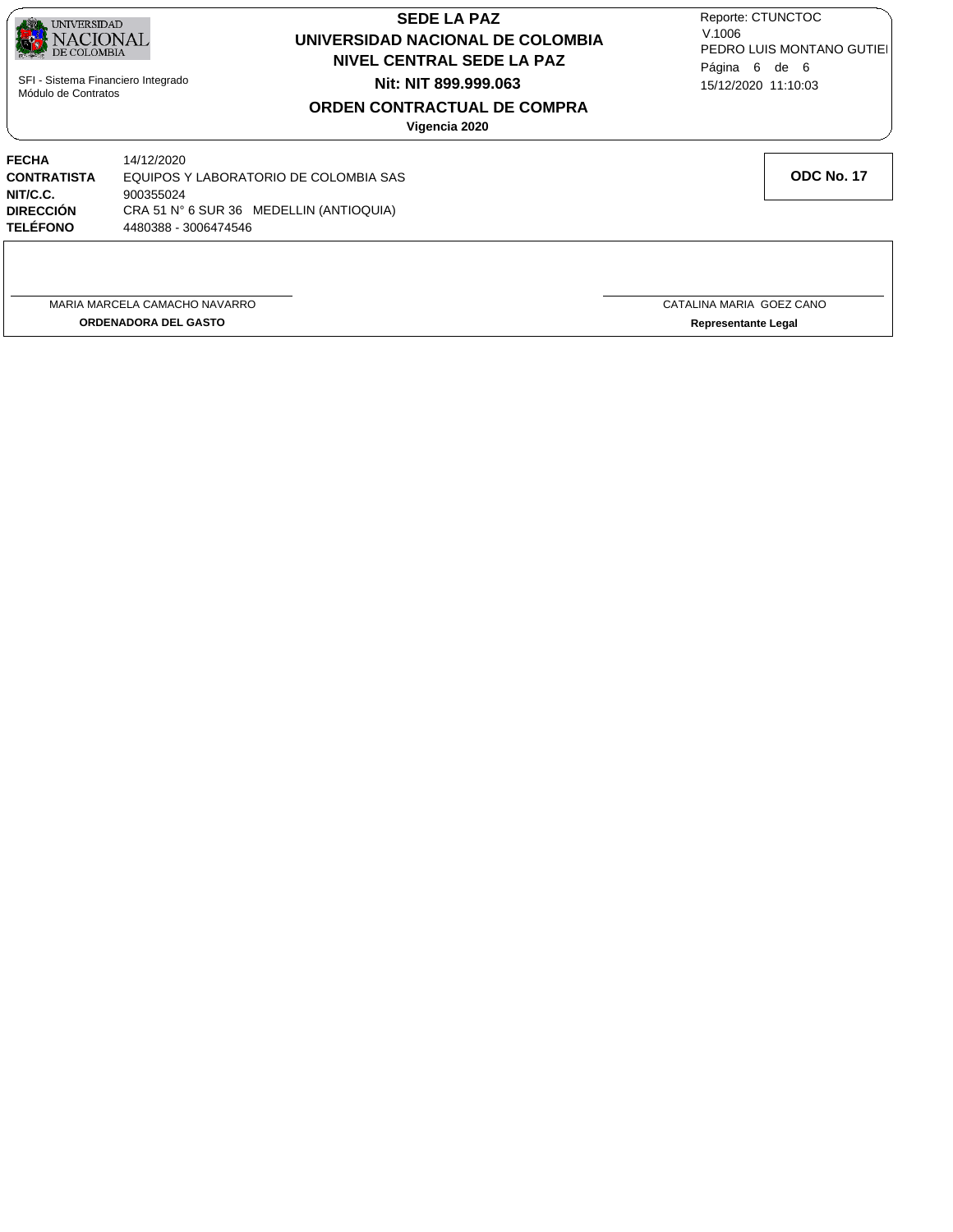SFI - Sistema Financiero Integrado
Módulo de Contratos

# SEDE LA PAZ
## UNIVERSIDAD NACIONAL DE COLOMBIA
### NIVEL CENTRAL SEDE LA PAZ
### Nit: NIT 899.999.063
### ORDEN CONTRACTUAL DE COMPRA
**Vigencia 2020**

Reporte: CTUNCTOC
V.1006
PEDRO LUIS MONTANO GUTIEI
15/12/2020 11:10:03

| | |
|---|---|
| **FECHA** | 14/12/2020 |
| **CONTRATISTA** | EQUIPOS Y LABORATORIO DE COLOMBIA SAS |
| **NIT/C.C.** | 900355024 |
| **DIRECCIÓN** | CRA 51 N° 6 SUR 36 MEDELLIN (ANTIOQUIA) |
| **TELÉFONO** | 4480388 - 3006474546 |

**ODC No. 17**

MARIA MARCELA CAMACHO NAVARRO
**ORDENADORA DEL GASTO**

CATALINA MARIA GOEZ CANO
**Representante Legal**